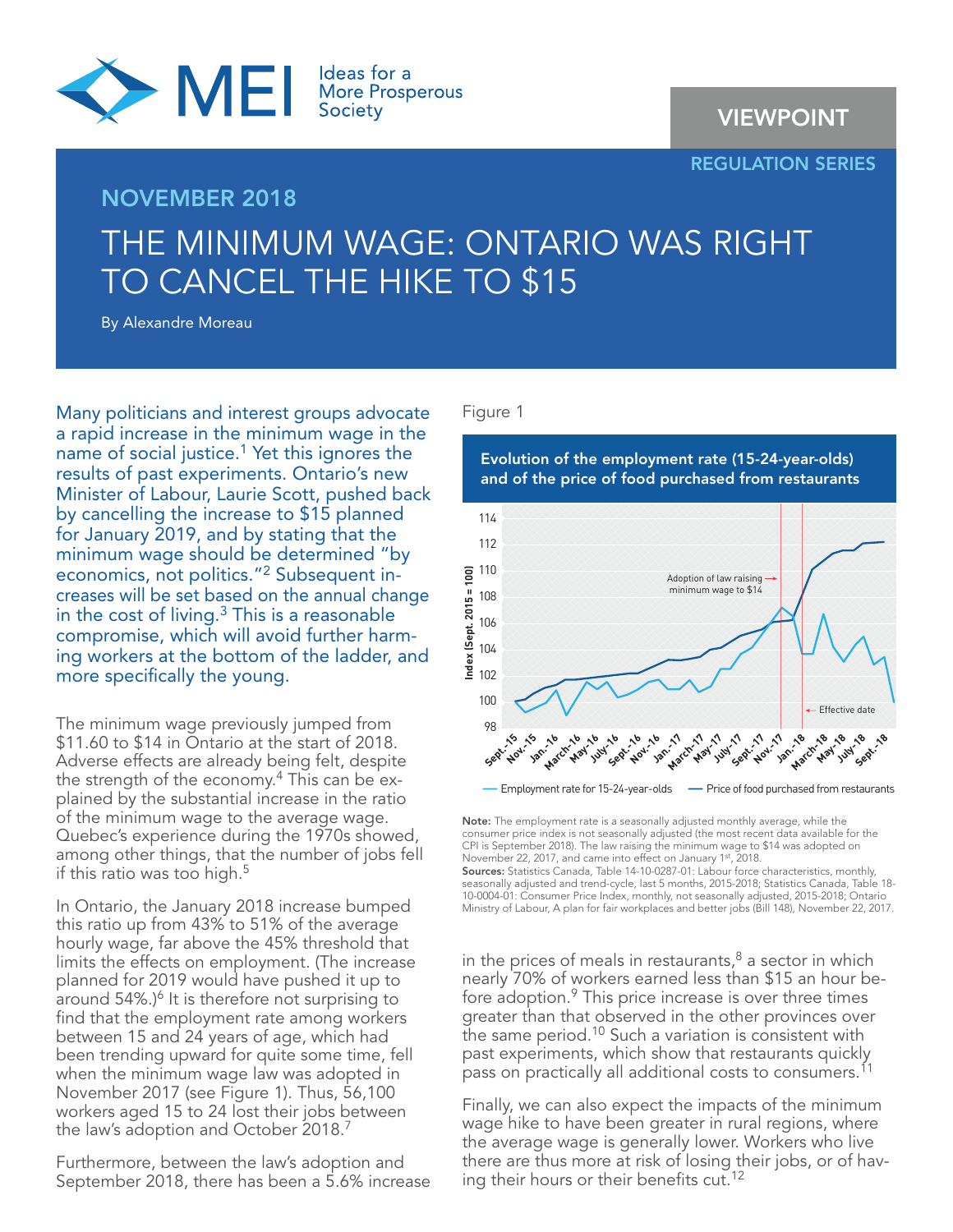MEI — Ideas for a More Prosperous Society

VIEWPOINT

REGULATION SERIES

NOVEMBER 2018

# THE MINIMUM WAGE: ONTARIO WAS RIGHT TO CANCEL THE HIKE TO $15

By Alexandre Moreau

Many politicians and interest groups advocate a rapid increase in the minimum wage in the name of social justice.[1] Yet this ignores the results of past experiments. Ontario's new Minister of Labour, Laurie Scott, pushed back by cancelling the increase to $15 planned for January 2019, and by stating that the minimum wage should be determined "by economics, not politics."[2] Subsequent increases will be set based on the annual change in the cost of living.[3] This is a reasonable compromise, which will avoid further harming workers at the bottom of the ladder, and more specifically the young.

The minimum wage previously jumped from $11.60 to $14 in Ontario at the start of 2018. Adverse effects are already being felt, despite the strength of the economy.[4] This can be explained by the substantial increase in the ratio of the minimum wage to the average wage. Quebec's experience during the 1970s showed, among other things, that the number of jobs fell if this ratio was too high.[5]

In Ontario, the January 2018 increase bumped this ratio up from 43% to 51% of the average hourly wage, far above the 45% threshold that limits the effects on employment. (The increase planned for 2019 would have pushed it up to around 54%.)[6] It is therefore not surprising to find that the employment rate among workers between 15 and 24 years of age, which had been trending upward for quite some time, fell when the minimum wage law was adopted in November 2017 (see Figure 1). Thus, 56,100 workers aged 15 to 24 lost their jobs between the law's adoption and October 2018.[7]

Furthermore, between the law's adoption and September 2018, there has been a 5.6% increase in the prices of meals in restaurants,[8] a sector in which nearly 70% of workers earned less than $15 an hour before adoption.[9] This price increase is over three times greater than that observed in the other provinces over the same period.[10] Such a variation is consistent with past experiments, which show that restaurants quickly pass on practically all additional costs to consumers.[11]

Finally, we can also expect the impacts of the minimum wage hike to have been greater in rural regions, where the average wage is generally lower. Workers who live there are thus more at risk of losing their jobs, or of having their hours or their benefits cut.[12]

Figure 1

**Evolution of the employment rate (15-24-year-olds) and of the price of food purchased from restaurants**

[Line chart, Index (Sept. 2015 = 100), Sept.-15 to Sept.-18; series: Employment rate for 15-24-year-olds; Price of food purchased from restaurants. Annotations: "Adoption of law raising minimum wage to $14" (Nov.-17); "Effective date" (Jan.-18).]

**Note:** The employment rate is a seasonally adjusted monthly average, while the consumer price index is not seasonally adjusted (the most recent data available for the CPI is September 2018). The law raising the minimum wage to $14 was adopted on November 22, 2017, and came into effect on January 1st, 2018.

**Sources:** Statistics Canada, Table 14-10-0287-01: Labour force characteristics, monthly, seasonally adjusted and trend-cycle, last 5 months, 2015-2018; Statistics Canada, Table 18-10-0004-01: Consumer Price Index, monthly, not seasonally adjusted, 2015-2018; Ontario Ministry of Labour, A plan for fair workplaces and better jobs (Bill 148), November 22, 2017.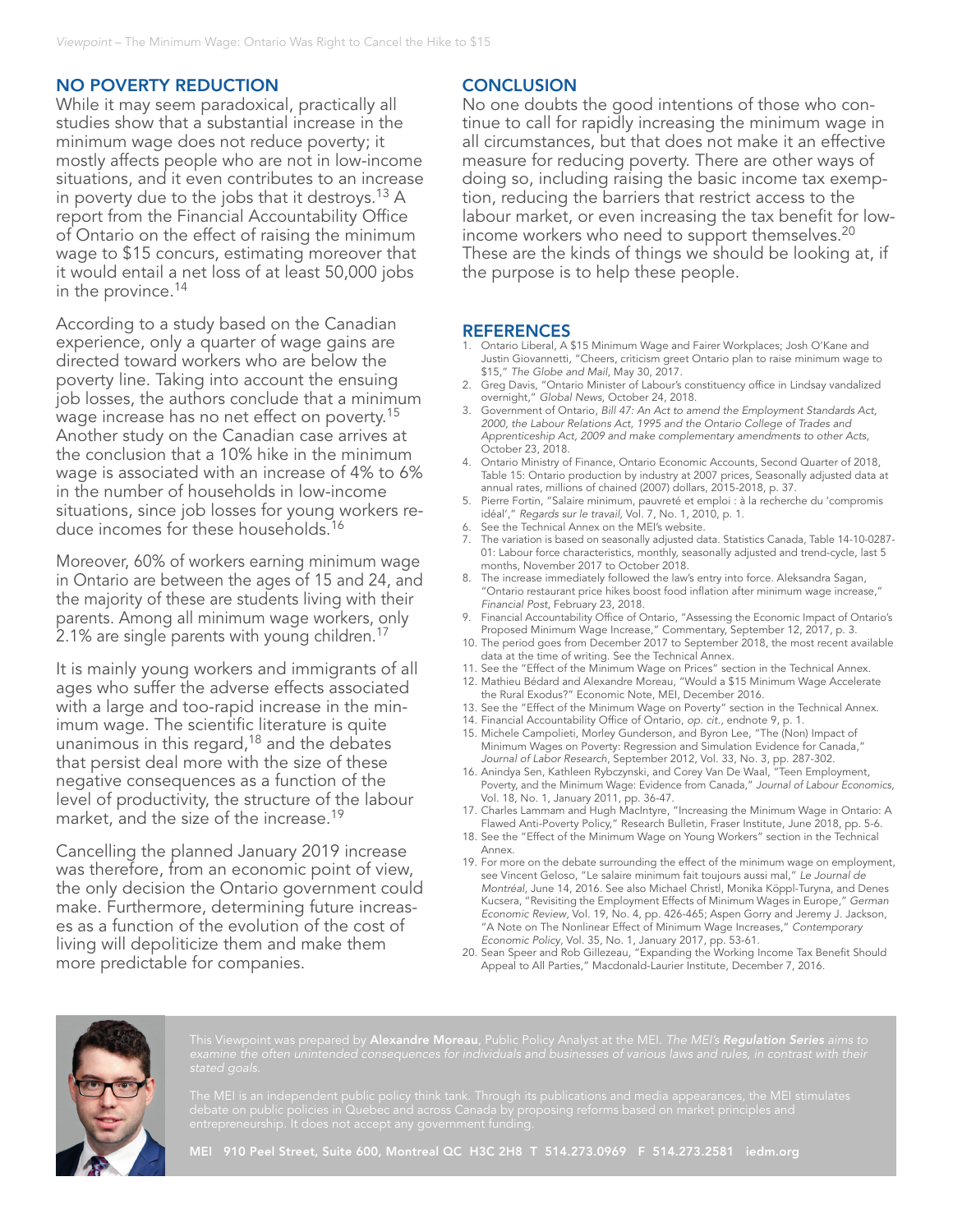## NO POVERTY REDUCTION

While it may seem paradoxical, practically all studies show that a substantial increase in the minimum wage does not reduce poverty; it mostly affects people who are not in low-income situations, and it even contributes to an increase in poverty due to the jobs that it destroys.[13] A report from the Financial Accountability Office of Ontario on the effect of raising the minimum wage to $15 concurs, estimating moreover that it would entail a net loss of at least 50,000 jobs in the province.[14]

According to a study based on the Canadian experience, only a quarter of wage gains are directed toward workers who are below the poverty line. Taking into account the ensuing job losses, the authors conclude that a minimum wage increase has no net effect on poverty.[15] Another study on the Canadian case arrives at the conclusion that a 10% hike in the minimum wage is associated with an increase of 4% to 6% in the number of households in low-income situations, since job losses for young workers reduce incomes for these households.[16]

Moreover, 60% of workers earning minimum wage in Ontario are between the ages of 15 and 24, and the majority of these are students living with their parents. Among all minimum wage workers, only 2.1% are single parents with young children.[17]

It is mainly young workers and immigrants of all ages who suffer the adverse effects associated with a large and too-rapid increase in the minimum wage. The scientific literature is quite unanimous in this regard,[18] and the debates that persist deal more with the size of these negative consequences as a function of the level of productivity, the structure of the labour market, and the size of the increase.[19]

Cancelling the planned January 2019 increase was therefore, from an economic point of view, the only decision the Ontario government could make. Furthermore, determining future increases as a function of the evolution of the cost of living will depoliticize them and make them more predictable for companies.

## CONCLUSION

No one doubts the good intentions of those who continue to call for rapidly increasing the minimum wage in all circumstances, but that does not make it an effective measure for reducing poverty. There are other ways of doing so, including raising the basic income tax exemption, reducing the barriers that restrict access to the labour market, or even increasing the tax benefit for low-income workers who need to support themselves.[20] These are the kinds of things we should be looking at, if the purpose is to help these people.

## REFERENCES

1. Ontario Liberal, A $15 Minimum Wage and Fairer Workplaces; Josh O'Kane and Justin Giovannetti, "Cheers, criticism greet Ontario plan to raise minimum wage to $15," *The Globe and Mail*, May 30, 2017.
2. Greg Davis, "Ontario Minister of Labour's constituency office in Lindsay vandalized overnight," *Global News*, October 24, 2018.
3. Government of Ontario, *Bill 47: An Act to amend the Employment Standards Act, 2000, the Labour Relations Act, 1995 and the Ontario College of Trades and Apprenticeship Act, 2009 and make complementary amendments to other Acts*, October 23, 2018.
4. Ontario Ministry of Finance, Ontario Economic Accounts, Second Quarter of 2018, Table 15: Ontario production by industry at 2007 prices, Seasonally adjusted data at annual rates, millions of chained (2007) dollars, 2015-2018, p. 37.
5. Pierre Fortin, "Salaire minimum, pauvreté et emploi : à la recherche du 'compromis idéal'," *Regards sur le travail*, Vol. 7, No. 1, 2010, p. 1.
6. See the Technical Annex on the MEI's website.
7. The variation is based on seasonally adjusted data. Statistics Canada, Table 14-10-0287-01: Labour force characteristics, monthly, seasonally adjusted and trend-cycle, last 5 months, November 2017 to October 2018.
8. The increase immediately followed the law's entry into force. Aleksandra Sagan, "Ontario restaurant price hikes boost food inflation after minimum wage increase," *Financial Post*, February 23, 2018.
9. Financial Accountability Office of Ontario, "Assessing the Economic Impact of Ontario's Proposed Minimum Wage Increase," Commentary, September 12, 2017, p. 3.
10. The period goes from December 2017 to September 2018, the most recent available data at the time of writing. See the Technical Annex.
11. See the "Effect of the Minimum Wage on Prices" section in the Technical Annex.
12. Mathieu Bédard and Alexandre Moreau, "Would a $15 Minimum Wage Accelerate the Rural Exodus?" Economic Note, MEI, December 2016.
13. See the "Effect of the Minimum Wage on Poverty" section in the Technical Annex.
14. Financial Accountability Office of Ontario, *op. cit.*, endnote 9, p. 1.
15. Michele Campolieti, Morley Gunderson, and Byron Lee, "The (Non) Impact of Minimum Wages on Poverty: Regression and Simulation Evidence for Canada," *Journal of Labor Research*, September 2012, Vol. 33, No. 3, pp. 287-302.
16. Anindya Sen, Kathleen Rybczynski, and Corey Van De Waal, "Teen Employment, Poverty, and the Minimum Wage: Evidence from Canada," *Journal of Labour Economics*, Vol. 18, No. 1, January 2011, pp. 36-47.
17. Charles Lammam and Hugh MacIntyre, "Increasing the Minimum Wage in Ontario: A Flawed Anti-Poverty Policy," Research Bulletin, Fraser Institute, June 2018, pp. 5-6.
18. See the "Effect of the Minimum Wage on Young Workers" section in the Technical Annex.
19. For more on the debate surrounding the effect of the minimum wage on employment, see Vincent Geloso, "Le salaire minimum fait toujours aussi mal," *Le Journal de Montréal*, June 14, 2016. See also Michael Christl, Monika Köppl-Turyna, and Denes Kucsera, "Revisiting the Employment Effects of Minimum Wages in Europe," *German Economic Review*, Vol. 19, No. 4, pp. 426-465; Aspen Gorry and Jeremy J. Jackson, "A Note on The Nonlinear Effect of Minimum Wage Increases," *Contemporary Economic Policy*, Vol. 35, No. 1, January 2017, pp. 53-61.
20. Sean Speer and Rob Gillezeau, "Expanding the Working Income Tax Benefit Should Appeal to All Parties," Macdonald-Laurier Institute, December 7, 2016.

This Viewpoint was prepared by **Alexandre Moreau**, Public Policy Analyst at the MEI. *The MEI's **Regulation Series** aims to examine the often unintended consequences for individuals and businesses of various laws and rules, in contrast with their stated goals.*

The MEI is an independent public policy think tank. Through its publications and media appearances, the MEI stimulates debate on public policies in Quebec and across Canada by proposing reforms based on market principles and entrepreneurship. It does not accept any government funding.

**MEI 910 Peel Street, Suite 600, Montreal QC H3C 2H8 T 514.273.0969 F 514.273.2581 iedm.org**